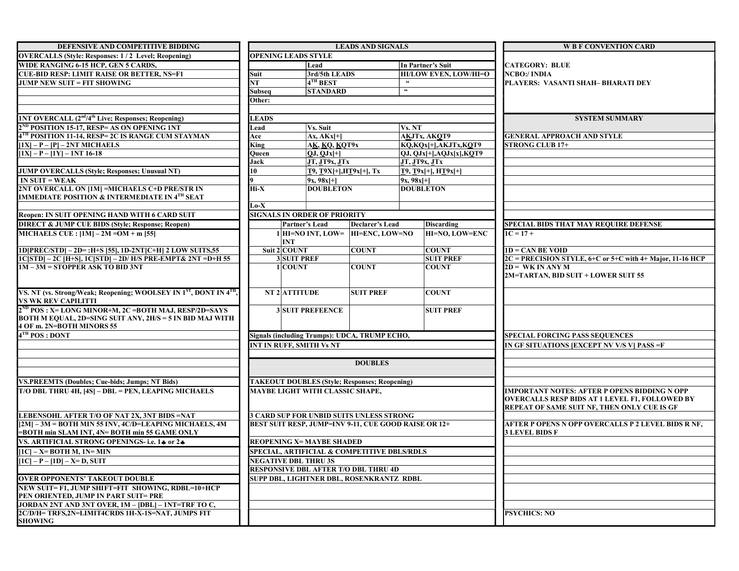## DEFENSIVE AND COMPETITIVE BIDDING

**OVERCALLS (Style: Responses: 1 / 2 Level; Reopening)**

WIDE RANGING 6-15 HCP, GEN 5 CARDS,
CUE-BID RESP: LIMIT RAISE OR BETTER, NS=F1
JUMP NEW SUIT = FIT SHOWING

**1NT OVERCALL (2nd/4th Live; Responses; Reopening)**

2ND POSITION 15-17, RESP= AS ON OPENING 1NT
4TH POSITION 11-14, RESP= 2C IS RANGE CUM STAYMAN
[1X] – P – [P] – 2NT MICHAELS
[1X] – P – [1Y] – 1NT 16-18

**JUMP OVERCALLS (Style; Responses; Unusual NT)**

IN SUIT = WEAK
2NT OVERCALL ON [1M] =MICHAELS C+D PRE/STR IN IMMEDIATE POSITION & INTERMEDIATE IN 4TH SEAT

Reopen: IN SUIT OPENING HAND WITH 6 CARD SUIT

**DIRECT & JUMP CUE BIDS (Style; Response; Reopen)**

MICHAELS CUE : [1M] – 2M =OM + m [55]

1D[PREC/STD] – 2D= :H+S [55], 1D-2NT[C+H] 2 LOW SUITS,55
1C[STD] – 2C [H+S], 1C[STD] – 2D/ H/S PRE-EMPT& 2NT =D+H 55
1M – 3M = STOPPER ASK TO BID 3NT

**VS. NT (vs. Strong/Weak; Reopening; WOOLSEY IN 1ST, DONT IN 4TH, VS WK REV CAPILITTI**

2ND POS : X= LONG MINOR+M, 2C =BOTH MAJ, RESP/2D=SAYS BOTH M EQUAL, 2D=SING SUIT ANY, 2H/S = 5 IN BID MAJ WITH 4 OF m. 2N=BOTH MINORS 55
4TH POS : DONT

**VS.PREEMTS (Doubles; Cue-bids; Jumps; NT Bids)**

T/O DBL THRU 4H, [4S] – DBL = PEN, LEAPING MICHAELS

LEBENSOHL AFTER T/O OF NAT 2X, 3NT BIDS =NAT
[2M] – 3M = BOTH MIN 55 INV, 4C/D=LEAPING MICHAELS, 4M =BOTH min SLAM INT, 4N= BOTH min 55 GAME ONLY

**VS. ARTIFICIAL STRONG OPENINGS- i.e. 1♣ or 2♣**

[1C] – X= BOTH M, 1N= MIN
[1C] – P – [1D] – X= D, SUIT

**OVER OPPONENTS' TAKEOUT DOUBLE**

NEW SUIT= F1, JUMP SHIFT=FIT SHOWING, RDBL=10+HCP PEN ORIENTED, JUMP IN PART SUIT= PRE
JORDAN 2NT AND 3NT OVER, 1M – [DBL] – 1NT=TRF TO C,
2C/D/H= TRFS,2N=LIMIT4CRDS 1H-X-1S=NAT, JUMPS FIT SHOWING

## LEADS AND SIGNALS

**OPENING LEADS STYLE**

| | Lead | In Partner's Suit |
|---|---|---|
| Suit | 3rd/5th LEADS | HI/LOW EVEN, LOW/HI=O |
| NT | 4TH BEST | " |
| Subseq | STANDARD | " |
| Other: | | |

**LEADS**

| Lead | Vs. Suit | Vs. NT |
|---|---|---|
| Ace | Ax, AKx[+] | AKJTx, AKQT9 |
| King | AK, KQ, KQT9x | KQ,KQx[+],AKJTx,KQT9 |
| Queen | QJ, QJx[+] | QJ, QJx[+],AQJx[x],KQT9 |
| Jack | JT, JT9x, JTx | JT, JT9x, JTx |
| 10 | T9, T9X[+],HT9x[+], Tx | T9, T9x[+], HT9x[+] |
| 9 | 9x, 98x[+] | 9x, 98x[+] |
| Hi-X | DOUBLETON | DOUBLETON |
| Lo-X | | |

**SIGNALS IN ORDER OF PRIORITY**

| | | Partner's Lead | Declarer's Lead | Discarding |
|---|---|---|---|---|
| Suit | 1 | HI=NO INT, LOW= INT | HI=ENC, LOW=NO | HI=NO, LOW=ENC |
| | 2 | COUNT | COUNT | COUNT |
| | 3 | SUIT PREF | | SUIT PREF |
| NT | 1 | COUNT | COUNT | COUNT |
| | 2 | ATTITUDE | SUIT PREF | COUNT |
| | 3 | SUIT PREFEENCE | | SUIT PREF |

Signals (including Trumps): UDCA, TRUMP ECHO,
INT IN RUFF, SMITH Vs NT

## DOUBLES

**TAKEOUT DOUBLES (Style; Responses; Reopening)**

MAYBE LIGHT WITH CLASSIC SHAPE,

3 CARD SUP FOR UNBID SUITS UNLESS STRONG
BEST SUIT RESP, JUMP=INV 9-11, CUE GOOD RAISE OR 12+
REOPENING X= MAYBE SHADED

**SPECIAL, ARTIFICIAL & COMPETITIVE DBLS/RDLS**

NEGATIVE DBL THRU 3S
RESPONSIVE DBL AFTER T/O DBL THRU 4D
SUPP DBL, LIGHTNER DBL, ROSENKRANTZ RDBL

## W B F CONVENTION CARD

CATEGORY: BLUE
NCBO:/ INDIA
PLAYERS: VASANTI SHAH– BHARATI DEY

## SYSTEM SUMMARY

**GENERAL APPROACH AND STYLE**

STRONG CLUB 17+

**SPECIAL BIDS THAT MAY REQUIRE DEFENSE**

1C = 17 +
1D = CAN BE VOID
2C = PRECISION STYLE, 6+C or 5+C with 4+ Major, 11-16 HCP
2D = WK IN ANY M
2M=TARTAN, BID SUIT + LOWER SUIT 55

**SPECIAL FORCING PASS SEQUENCES**

IN GF SITUATIONS [EXCEPT NV V/S V] PASS =F

**IMPORTANT NOTES:** AFTER P OPENS BIDDING N OPP OVERCALLS RESP BIDS AT 1 LEVEL F1, FOLLOWED BY REPEAT OF SAME SUIT NF, THEN ONLY CUE IS GF

AFTER P OPENS N OPP OVERCALLS P 2 LEVEL BIDS R NF, 3 LEVEL BIDS F

**PSYCHICS: NO**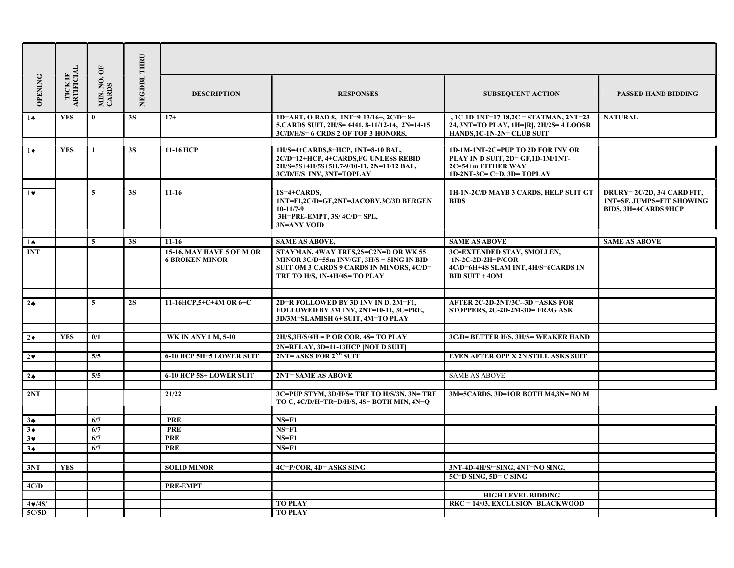| OPENING | TICK IF ARTIFICIAL | MIN. NO. OF CARDS | NEG.DBL THRU | DESCRIPTION | RESPONSES | SUBSEQUENT ACTION | PASSED HAND BIDDING |
|---|---|---|---|---|---|---|---|
| 1♣ | YES | 0 | 3S | 17+ | 1D=ART, O-BAD 8, 1NT=9-13/16+, 2C/D= 8+ 5,CARDS SUIT, 2H/S= 4441, 8-11/12-14, 2N=14-15 3C/D/H/S= 6 CRDS 2 OF TOP 3 HONORS, | , 1C-1D-1NT=17-18,2C = STATMAN, 2NT=23-24, 3NT=TO PLAY, 1H=[R], 2H/2S= 4 LOOSR HANDS,1C-1N-2N= CLUB SUIT | NATURAL |
| | | | | | | | |
| 1♦ | YES | 1 | 3S | 11-16 HCP | 1H/S=4+CARDS,8+HCP, 1NT=8-10 BAL, 2C/D=12+HCP, 4+CARDS,FG UNLESS REBID 2H/S=5S+4H/5S+5H,7-9/10-11, 2N=11/12 BAL, 3C/D/H/S INV, 3NT=TOPLAY | 1D-1M-1NT-2C=PUP TO 2D FOR INV OR PLAY IN D SUIT, 2D= GF,1D-1M/1NT-2C=54+m EITHER WAY 1D-2NT-3C= C+D, 3D= TOPLAY | |
| | | | | | | | |
| 1♥ | | 5 | 3S | 11-16 | 1S=4+CARDS, 1NT=F1,2C/D=GF,2NT=JACOBY,3C/3D BERGEN 10-11/7-9 3H=PRE-EMPT, 3S/ 4C/D= SPL, 3N=ANY VOID | 1H-1N-2C/D MAYB 3 CARDS, HELP SUIT GT BIDS | DRURY= 2C/2D, 3/4 CARD FIT, 1NT=SF, JUMPS=FIT SHOWING BIDS, 3H=4CARDS 9HCP |
| | | | | | | | |
| 1♠ | | 5 | 3S | 11-16 | SAME AS ABOVE, | SAME AS ABOVE | SAME AS ABOVE |
| 1NT | | | | 15-16, MAY HAVE 5 OF M OR 6 BROKEN MINOR | STAYMAN, 4WAY TRFS,2S=C2N=D OR WK 55 MINOR 3C/D=55m INV/GF, 3H/S = SING IN BID SUIT OM 3 CARDS 9 CARDS IN MINORS, 4C/D= TRF TO H/S, 1N-4H/4S= TO PLAY | 3C=EXTENDED STAY, SMOLLEN, 1N-2C-2D-2H=P/COR 4C/D=6H+4S SLAM INT, 4H/S=6CARDS IN BID SUIT + 4OM | |
| | | | | | | | |
| 2♣ | | 5 | 2S | 11-16HCP,5+C+4M OR 6+C | 2D=R FOLLOWED BY 3D INV IN D, 2M=F1, FOLLOWED BY 3M INV, 2NT=10-11, 3C=PRE, 3D/3M=SLAMISH 6+ SUIT, 4M=TO PLAY | AFTER 2C-2D-2NT/3C--3D =ASKS FOR STOPPERS, 2C-2D-2M-3D= FRAG ASK | |
| | | | | | | | |
| 2♦ | YES | 0/1 | | WK IN ANY 1 M, 5-10 | 2H/S,3H/S/4H = P OR COR, 4S= TO PLAY | 3C/D= BETTER H/S, 3H/S= WEAKER HAND | |
| | | | | | 2N=RELAY, 3D=11-13HCP [NOT D SUIT] | | |
| 2♥ | | 5/5 | | 6-10 HCP 5H+5 LOWER SUIT | 2NT= ASKS FOR 2ND SUIT | EVEN AFTER OPP X 2N STILL ASKS SUIT | |
| | | | | | | | |
| 2♠ | | 5/5 | | 6-10 HCP 5S+ LOWER SUIT | 2NT= SAME AS ABOVE | SAME AS ABOVE | |
| | | | | | | | |
| 2NT | | | | 21/22 | 3C=PUP STYM, 3D/H/S= TRF TO H/S/3N, 3N= TRF TO C, 4C/D/H=TR=D/H/S, 4S= BOTH MIN, 4N=Q | 3M=5CARDS, 3D=1OR BOTH M4,3N= NO M | |
| | | | | | | | |
| 3♣ | | 6/7 | | PRE | NS=F1 | | |
| 3♦ | | 6/7 | | PRE | NS=F1 | | |
| 3♥ | | 6/7 | | PRE | NS=F1 | | |
| 3♠ | | 6/7 | | PRE | NS=F1 | | |
| | | | | | | | |
| 3NT | YES | | | SOLID MINOR | 4C=P/COR, 4D= ASKS SING | 3NT-4D-4H/S/=SING, 4NT=NO SING, | |
| | | | | | | 5C=D SING, 5D= C SING | |
| 4C/D | | | | PRE-EMPT | | | |
| | | | | | | HIGH LEVEL BIDDING | |
| 4♥/4S/ | | | | | TO PLAY | RKC = 14/03, EXCLUSION BLACKWOOD | |
| 5C/5D | | | | | TO PLAY | | |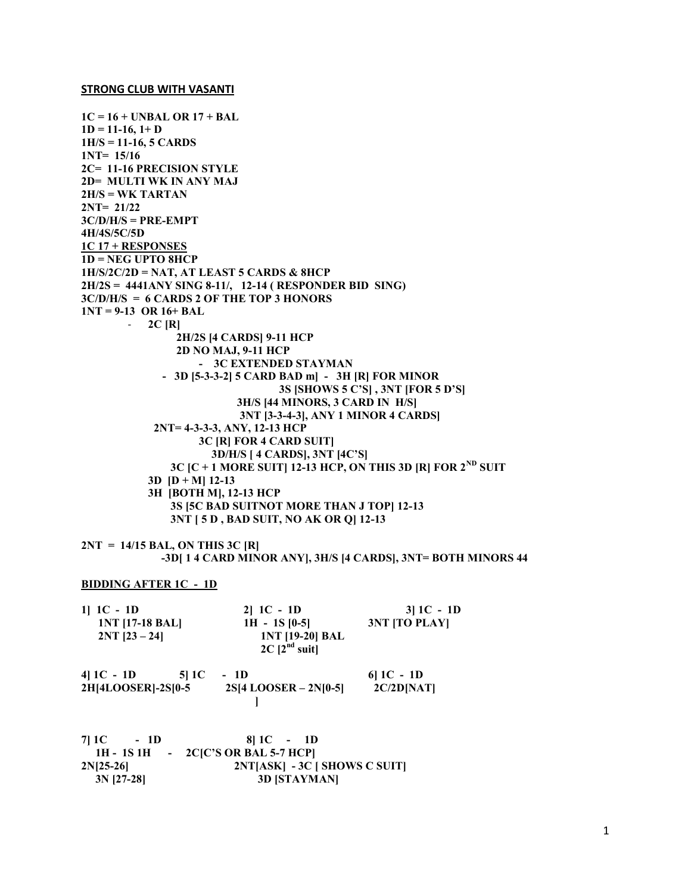## STRONG CLUB WITH VASANTI

**1C = 16 + UNBAL OR 17 + BAL**
**1D = 11-16, 1+ D**
**1H/S = 11-16, 5 CARDS**
**1NT= 15/16**
**2C= 11-16 PRECISION STYLE**
**2D= MULTI WK IN ANY MAJ**
**2H/S = WK TARTAN**
**2NT= 21/22**
**3C/D/H/S = PRE-EMPT**
**4H/4S/5C/5D**

**1C 17 + RESPONSES**

**1D = NEG UPTO 8HCP**
**1H/S/2C/2D = NAT, AT LEAST 5 CARDS & 8HCP**
**2H/2S = 4441ANY SING 8-11/, 12-14 ( RESPONDER BID SING)**
**3C/D/H/S = 6 CARDS 2 OF THE TOP 3 HONORS**
**1NT = 9-13 OR 16+ BAL**

- **2C [R]**
  - **2H/2S [4 CARDS] 9-11 HCP**
  - **2D NO MAJ, 9-11 HCP**
    - **- 3C EXTENDED STAYMAN**
  - **- 3D [5-3-3-2] 5 CARD BAD m] - 3H [R] FOR MINOR**
    - **3S [SHOWS 5 C'S] , 3NT [FOR 5 D'S]**
    - **3H/S [44 MINORS, 3 CARD IN H/S]**
    - **3NT [3-3-4-3], ANY 1 MINOR 4 CARDS]**
  - **2NT= 4-3-3-3, ANY, 12-13 HCP**
    - **3C [R] FOR 4 CARD SUIT]**
      - **3D/H/S [ 4 CARDS], 3NT [4C'S]**
  - **3C [C + 1 MORE SUIT] 12-13 HCP, ON THIS 3D [R] FOR 2ND SUIT**
  - **3D [D + M] 12-13**
  - **3H [BOTH M], 12-13 HCP**
  - **3S [5C BAD SUITNOT MORE THAN J TOP] 12-13**
  - **3NT [ 5 D , BAD SUIT, NO AK OR Q] 12-13**

**2NT = 14/15 BAL, ON THIS 3C [R]**
**-3D[ 1 4 CARD MINOR ANY], 3H/S [4 CARDS], 3NT= BOTH MINORS 44**

**BIDDING AFTER 1C - 1D**

**1] 1C - 1D**
**1NT [17-18 BAL]**
**2NT [23 – 24]**

**2] 1C - 1D**
**1H - 1S [0-5]**
**1NT [19-20] BAL**
**2C [2nd suit]**

**3] 1C - 1D**
**3NT [TO PLAY]**

**4] 1C - 1D**
**2H[4LOOSER]-2S[0-5]**

**5] 1C - 1D**
**2S[4 LOOSER – 2N[0-5]]**

**6] 1C - 1D**
**2C/2D[NAT]**

**7] 1C - 1D**
**1H - 1S**
**2N[25-26]**
**3N [27-28]**

**8] 1C - 1D**
**1H - 2C[C'S OR BAL 5-7 HCP]**
**2NT[ASK] - 3C [ SHOWS C SUIT]**
**3D [STAYMAN]**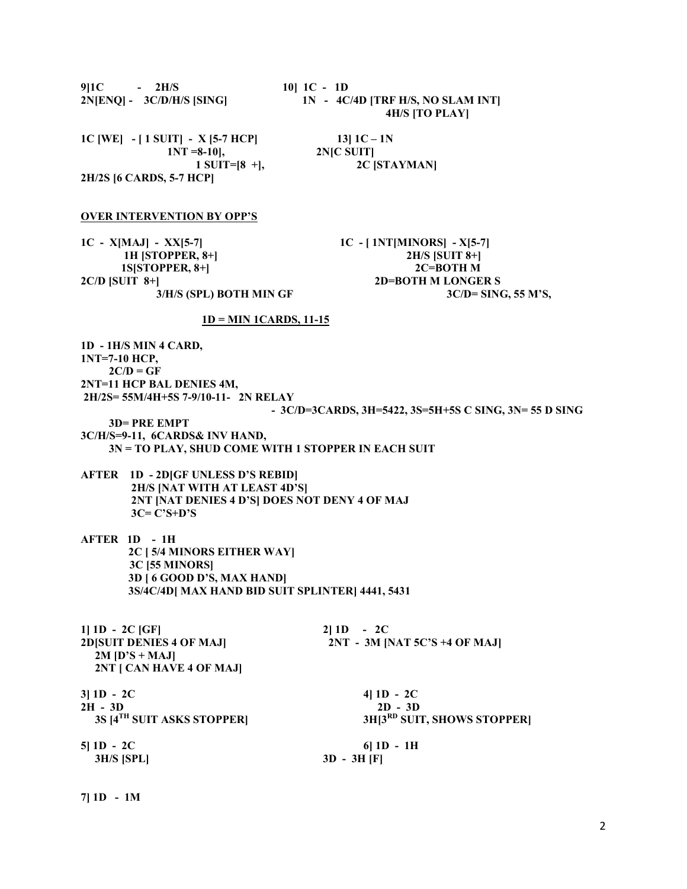**9]1C - 2H/S**
**2N[ENQ] - 3C/D/H/S [SING]**

**10] 1C - 1D**
**1N - 4C/4D [TRF H/S, NO SLAM INT]**
**4H/S [TO PLAY]**

**1C [WE] - [ 1 SUIT] - X [5-7 HCP]**
**1NT =8-10],**
**1 SUIT=[8 +],**
**2H/2S [6 CARDS, 5-7 HCP]**

**13] 1C – 1N**
**2N[C SUIT]**
**2C [STAYMAN]**

**OVER INTERVENTION BY OPP'S**

**1C - X[MAJ] - XX[5-7]**
**1H [STOPPER, 8+]**
**1S[STOPPER, 8+]**
**2C/D [SUIT 8+]**
**3/H/S (SPL) BOTH MIN GF**

**1C - [ 1NT[MINORS] - X[5-7]**
**2H/S [SUIT 8+]**
**2C=BOTH M**
**2D=BOTH M LONGER S**
**3C/D= SING, 55 M'S,**

**1D = MIN 1CARDS, 11-15**

**1D - 1H/S MIN 4 CARD,**
**1NT=7-10 HCP,**
**2C/D = GF**
**2NT=11 HCP BAL DENIES 4M,**
**2H/2S= 55M/4H+5S 7-9/10-11- 2N RELAY**
**- 3C/D=3CARDS, 3H=5422, 3S=5H+5S C SING, 3N= 55 D SING**
**3D= PRE EMPT**
**3C/H/S=9-11, 6CARDS& INV HAND,**
**3N = TO PLAY, SHUD COME WITH 1 STOPPER IN EACH SUIT**

**AFTER 1D - 2D[GF UNLESS D'S REBID]**
**2H/S [NAT WITH AT LEAST 4D'S]**
**2NT [NAT DENIES 4 D'S] DOES NOT DENY 4 OF MAJ**
**3C= C'S+D'S**

**AFTER 1D - 1H**
**2C [ 5/4 MINORS EITHER WAY]**
**3C [55 MINORS]**
**3D [ 6 GOOD D'S, MAX HAND]**
**3S/4C/4D[ MAX HAND BID SUIT SPLINTER] 4441, 5431**

**1] 1D - 2C [GF]**
**2D[SUIT DENIES 4 OF MAJ]**
**2M [D'S + MAJ]**
**2NT [ CAN HAVE 4 OF MAJ]**

**2] 1D - 2C**
**2NT - 3M [NAT 5C'S +4 OF MAJ]**

**3] 1D - 2C**
**2H - 3D**
**3S [4TH SUIT ASKS STOPPER]**

**4] 1D - 2C**
**2D - 3D**
**3H[3RD SUIT, SHOWS STOPPER]**

**5] 1D - 2C**
**3H/S [SPL]**

**6] 1D - 1H**
**3D - 3H [F]**

**7] 1D - 1M**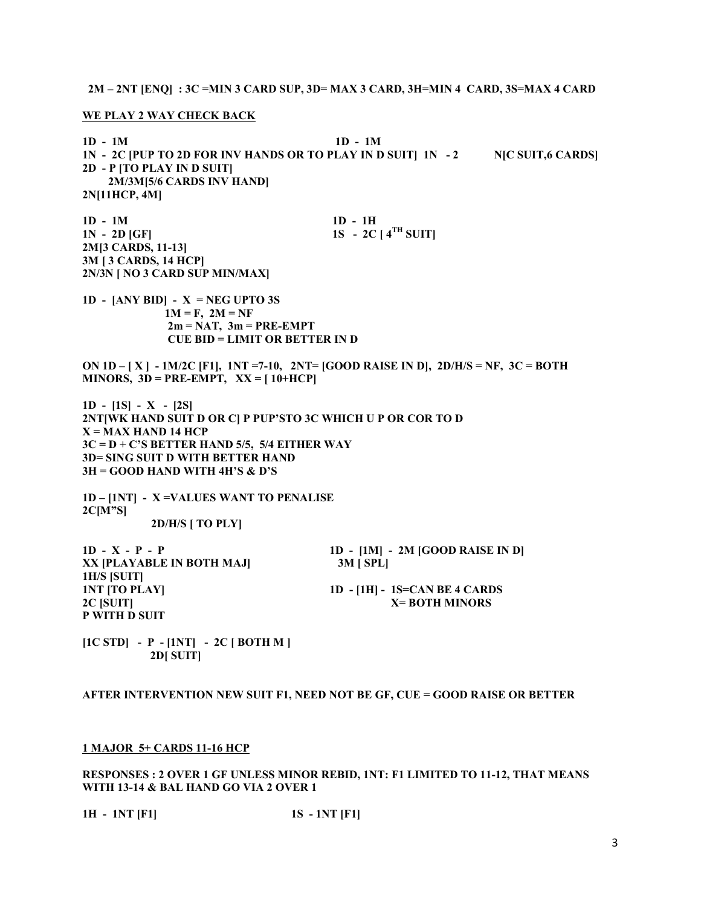**2M – 2NT [ENQ] : 3C =MIN 3 CARD SUP, 3D= MAX 3 CARD, 3H=MIN 4 CARD, 3S=MAX 4 CARD**

**WE PLAY 2 WAY CHECK BACK**

**1D - 1M**
**1N - 2C [PUP TO 2D FOR INV HANDS OR TO PLAY IN D SUIT]**
**2D - P [TO PLAY IN D SUIT]**
**2M/3M[5/6 CARDS INV HAND]**
**2N[11HCP, 4M]**

**1D - 1M**
**1N - 2N[C SUIT,6 CARDS]**

**1D - 1M**
**1N - 2D [GF]**
**2M[3 CARDS, 11-13]**
**3M [ 3 CARDS, 14 HCP]**
**2N/3N [ NO 3 CARD SUP MIN/MAX]**

**1D - 1H**
**1S - 2C [ 4TH SUIT]**

**1D - [ANY BID] - X = NEG UPTO 3S**
**1M = F, 2M = NF**
**2m = NAT, 3m = PRE-EMPT**
**CUE BID = LIMIT OR BETTER IN D**

**ON 1D – [ X ] - 1M/2C [F1], 1NT =7-10, 2NT= [GOOD RAISE IN D], 2D/H/S = NF, 3C = BOTH MINORS, 3D = PRE-EMPT, XX = [ 10+HCP]**

**1D - [1S] - X - [2S]**
**2NT[WK HAND SUIT D OR C] P PUP'STO 3C WHICH U P OR COR TO D**
**X = MAX HAND 14 HCP**
**3C = D + C'S BETTER HAND 5/5, 5/4 EITHER WAY**
**3D= SING SUIT D WITH BETTER HAND**
**3H = GOOD HAND WITH 4H'S & D'S**

**1D – [1NT] - X =VALUES WANT TO PENALISE**
**2C[M"S]**
**2D/H/S [ TO PLY]**

**1D - X - P - P**
**XX [PLAYABLE IN BOTH MAJ]**
**1H/S [SUIT]**
**1NT [TO PLAY]**
**2C [SUIT]**
**P WITH D SUIT**

**1D - [1M] - 2M [GOOD RAISE IN D]**
**3M [ SPL]**

**1D - [1H] - 1S=CAN BE 4 CARDS**
**X= BOTH MINORS**

**[1C STD] - P - [1NT] - 2C [ BOTH M ]**
**2D[ SUIT]**

**AFTER INTERVENTION NEW SUIT F1, NEED NOT BE GF, CUE = GOOD RAISE OR BETTER**

**1 MAJOR 5+ CARDS 11-16 HCP**

**RESPONSES : 2 OVER 1 GF UNLESS MINOR REBID, 1NT: F1 LIMITED TO 11-12, THAT MEANS WITH 13-14 & BAL HAND GO VIA 2 OVER 1**

**1H - 1NT [F1]**

**1S - 1NT [F1]**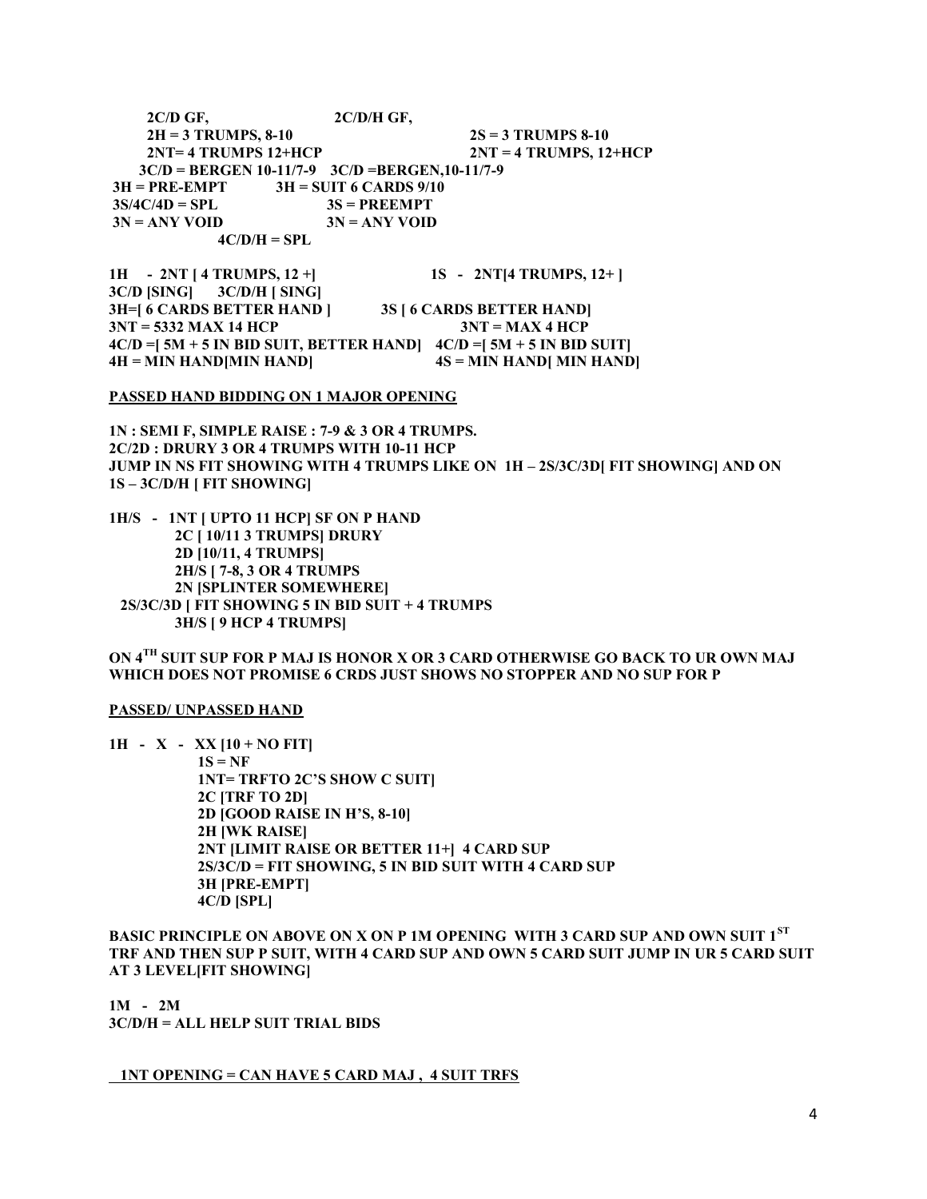**2C/D GF,                          2C/D/H GF,**
**2H = 3 TRUMPS, 8-10                          2S = 3 TRUMPS 8-10**
**2NT= 4 TRUMPS 12+HCP                          2NT = 4 TRUMPS, 12+HCP**
**3C/D = BERGEN 10-11/7-9   3C/D =BERGEN,10-11/7-9**
**3H = PRE-EMPT          3H = SUIT 6 CARDS 9/10**
**3S/4C/4D = SPL                    3S = PREEMPT**
**3N = ANY VOID                    3N = ANY VOID**
**4C/D/H = SPL**

**1H - 2NT [ 4 TRUMPS, 12 +]                    1S - 2NT[4 TRUMPS, 12+ ]**
**3C/D [SING]    3C/D/H [ SING]**
**3H=[ 6 CARDS BETTER HAND ]          3S [ 6 CARDS BETTER HAND]**
**3NT = 5332 MAX 14 HCP                    3NT = MAX 4 HCP**
**4C/D =[ 5M + 5 IN BID SUIT, BETTER HAND]   4C/D =[ 5M + 5 IN BID SUIT]**
**4H = MIN HAND[MIN HAND]                    4S = MIN HAND[ MIN HAND]**

**PASSED HAND BIDDING ON 1 MAJOR OPENING**

**1N : SEMI F, SIMPLE RAISE : 7-9 & 3 OR 4 TRUMPS.**
**2C/2D : DRURY 3 OR 4 TRUMPS WITH 10-11 HCP**
**JUMP IN NS FIT SHOWING WITH 4 TRUMPS LIKE ON 1H – 2S/3C/3D[ FIT SHOWING] AND ON 1S – 3C/D/H [ FIT SHOWING]**

**1H/S - 1NT [ UPTO 11 HCP] SF ON P HAND**
**2C [ 10/11 3 TRUMPS] DRURY**
**2D [10/11, 4 TRUMPS]**
**2H/S [ 7-8, 3 OR 4 TRUMPS**
**2N [SPLINTER SOMEWHERE]**
**2S/3C/3D [ FIT SHOWING 5 IN BID SUIT + 4 TRUMPS**
**3H/S [ 9 HCP 4 TRUMPS]**

**ON 4TH SUIT SUP FOR P MAJ IS HONOR X OR 3 CARD OTHERWISE GO BACK TO UR OWN MAJ WHICH DOES NOT PROMISE 6 CRDS JUST SHOWS NO STOPPER AND NO SUP FOR P**

**PASSED/ UNPASSED HAND**

**1H - X - XX [10 + NO FIT]**
**1S = NF**
**1NT= TRFTO 2C'S SHOW C SUIT]**
**2C [TRF TO 2D]**
**2D [GOOD RAISE IN H'S, 8-10]**
**2H [WK RAISE]**
**2NT [LIMIT RAISE OR BETTER 11+] 4 CARD SUP**
**2S/3C/D = FIT SHOWING, 5 IN BID SUIT WITH 4 CARD SUP**
**3H [PRE-EMPT]**
**4C/D [SPL]**

**BASIC PRINCIPLE ON ABOVE ON X ON P 1M OPENING WITH 3 CARD SUP AND OWN SUIT 1ST TRF AND THEN SUP P SUIT, WITH 4 CARD SUP AND OWN 5 CARD SUIT JUMP IN UR 5 CARD SUIT AT 3 LEVEL[FIT SHOWING]**

**1M - 2M**
**3C/D/H = ALL HELP SUIT TRIAL BIDS**

**1NT OPENING = CAN HAVE 5 CARD MAJ , 4 SUIT TRFS**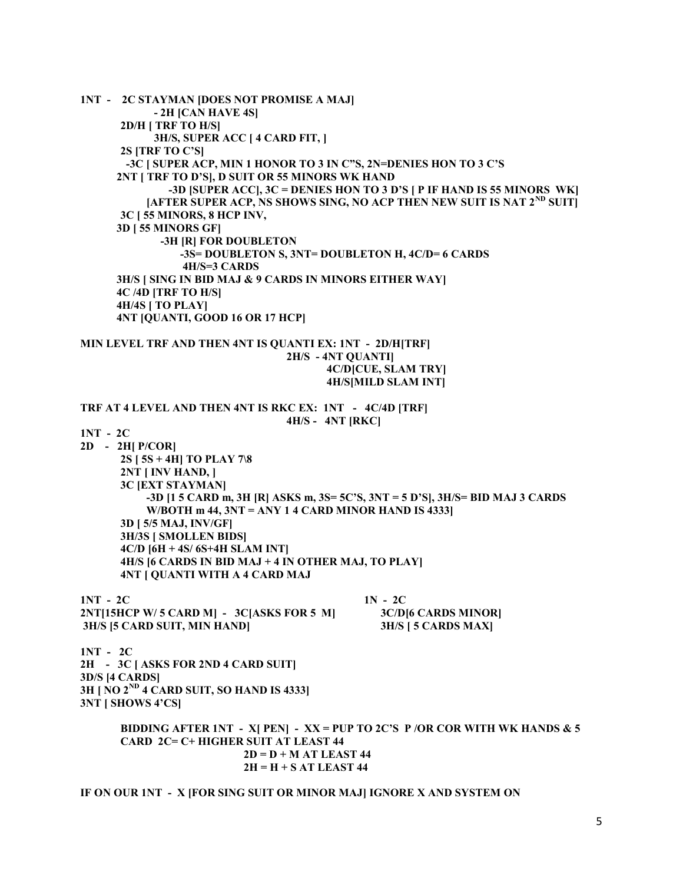**1NT - 2C STAYMAN [DOES NOT PROMISE A MAJ]**

**- 2H [CAN HAVE 4S]**

**2D/H [ TRF TO H/S]**

**3H/S, SUPER ACC [ 4 CARD FIT, ]**

**2S [TRF TO C'S]**

**-3C [ SUPER ACP, MIN 1 HONOR TO 3 IN C"S, 2N=DENIES HON TO 3 C'S**

**2NT [ TRF TO D'S], D SUIT OR 55 MINORS WK HAND**

**-3D [SUPER ACC], 3C = DENIES HON TO 3 D'S [ P IF HAND IS 55 MINORS WK]**

**[AFTER SUPER ACP, NS SHOWS SING, NO ACP THEN NEW SUIT IS NAT 2ND SUIT]**

**3C [ 55 MINORS, 8 HCP INV,**

**3D [ 55 MINORS GF]**

**-3H [R] FOR DOUBLETON**

**-3S= DOUBLETON S, 3NT= DOUBLETON H, 4C/D= 6 CARDS**

**4H/S=3 CARDS**

**3H/S [ SING IN BID MAJ & 9 CARDS IN MINORS EITHER WAY]**

**4C /4D [TRF TO H/S]**

**4H/4S [ TO PLAY]**

**4NT [QUANTI, GOOD 16 OR 17 HCP]**

**MIN LEVEL TRF AND THEN 4NT IS QUANTI EX: 1NT - 2D/H[TRF]**

**2H/S - 4NT QUANTI]**

**4C/D[CUE, SLAM TRY]**

**4H/S[MILD SLAM INT]**

**TRF AT 4 LEVEL AND THEN 4NT IS RKC EX: 1NT - 4C/4D [TRF]**

**4H/S - 4NT [RKC]**

**1NT - 2C**

**2D - 2H[ P/COR]**

**2S [ 5S + 4H] TO PLAY 7\8**

**2NT [ INV HAND, ]**

**3C [EXT STAYMAN]**

**-3D [1 5 CARD m, 3H [R] ASKS m, 3S= 5C'S, 3NT = 5 D'S], 3H/S= BID MAJ 3 CARDS W/BOTH m 44, 3NT = ANY 1 4 CARD MINOR HAND IS 4333]**

**3D [ 5/5 MAJ, INV/GF]**

**3H/3S [ SMOLLEN BIDS]**

**4C/D [6H + 4S/ 6S+4H SLAM INT]**

**4H/S [6 CARDS IN BID MAJ + 4 IN OTHER MAJ, TO PLAY]**

**4NT [ QUANTI WITH A 4 CARD MAJ**

**1NT - 2C**

**2NT[15HCP W/ 5 CARD M] - 3C[ASKS FOR 5 M]**

**3H/S [5 CARD SUIT, MIN HAND]**

**1N - 2C**

**3C/D[6 CARDS MINOR]**

**3H/S [ 5 CARDS MAX]**

**1NT - 2C**

**2H - 3C [ ASKS FOR 2ND 4 CARD SUIT]**

**3D/S [4 CARDS]**

**3H [ NO 2ND 4 CARD SUIT, SO HAND IS 4333]**

**3NT [ SHOWS 4'CS]**

**BIDDING AFTER 1NT - X[ PEN] - XX = PUP TO 2C'S P /OR COR WITH WK HANDS & 5 CARD 2C= C+ HIGHER SUIT AT LEAST 44**

**2D = D + M AT LEAST 44**

**2H = H + S AT LEAST 44**

**IF ON OUR 1NT - X [FOR SING SUIT OR MINOR MAJ] IGNORE X AND SYSTEM ON**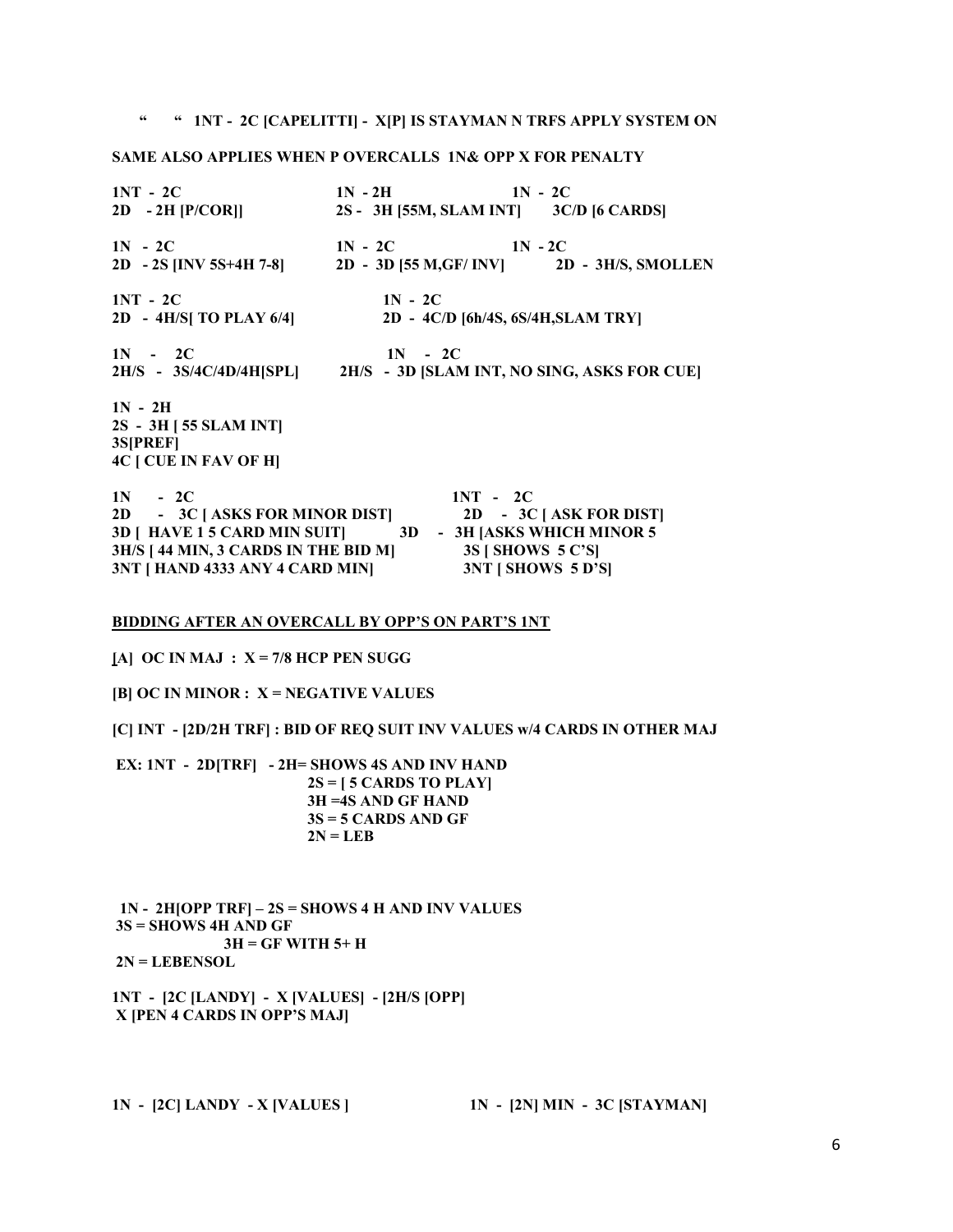**" " 1NT - 2C [CAPELITTI] - X[P] IS STAYMAN N TRFS APPLY SYSTEM ON**

**SAME ALSO APPLIES WHEN P OVERCALLS 1N& OPP X FOR PENALTY**

**1NT - 2C**
**2D - 2H [P/COR]]**

**1N - 2H**
**2S - 3H [55M, SLAM INT]**

**1N - 2C**
**3C/D [6 CARDS]**

**1N - 2C**
**2D - 2S [INV 5S+4H 7-8]**

**1N - 2C**
**2D - 3D [55 M,GF/ INV]**

**1N - 2C**
**2D - 3H/S, SMOLLEN**

**1NT - 2C**
**2D - 4H/S[ TO PLAY 6/4]**

**1N - 2C**
**2D - 4C/D [6h/4S, 6S/4H,SLAM TRY]**

**1N - 2C**
**2H/S - 3S/4C/4D/4H[SPL]**

**1N - 2C**
**2H/S - 3D [SLAM INT, NO SING, ASKS FOR CUE]**

**1N - 2H**
**2S - 3H [ 55 SLAM INT]**
**3S[PREF]**
**4C [ CUE IN FAV OF H]**

**1N - 2C**
**2D - 3C [ ASKS FOR MINOR DIST]**
**3D [ HAVE 1 5 CARD MIN SUIT]**
**3H/S [ 44 MIN, 3 CARDS IN THE BID M]**
**3NT [ HAND 4333 ANY 4 CARD MIN]**

**1NT - 2C**
**2D - 3C [ ASK FOR DIST]**
**3D - 3H [ASKS WHICH MINOR 5**
**3S [ SHOWS 5 C'S]**
**3NT [ SHOWS 5 D'S]**

**<u>BIDDING AFTER AN OVERCALL BY OPP'S ON PART'S 1NT</u>**

**[A] OC IN MAJ : X = 7/8 HCP PEN SUGG**

**[B] OC IN MINOR : X = NEGATIVE VALUES**

**[C] INT - [2D/2H TRF] : BID OF REQ SUIT INV VALUES w/4 CARDS IN OTHER MAJ**

**EX: 1NT - 2D[TRF] - 2H= SHOWS 4S AND INV HAND**
**2S = [ 5 CARDS TO PLAY]**
**3H =4S AND GF HAND**
**3S = 5 CARDS AND GF**
**2N = LEB**

**1N - 2H[OPP TRF] – 2S = SHOWS 4 H AND INV VALUES**
**3S = SHOWS 4H AND GF**
**3H = GF WITH 5+ H**
**2N = LEBENSOL**

**1NT - [2C [LANDY] - X [VALUES] - [2H/S [OPP]**
**X [PEN 4 CARDS IN OPP'S MAJ]**

**1N - [2C] LANDY - X [VALUES ]**

**1N - [2N] MIN - 3C [STAYMAN]**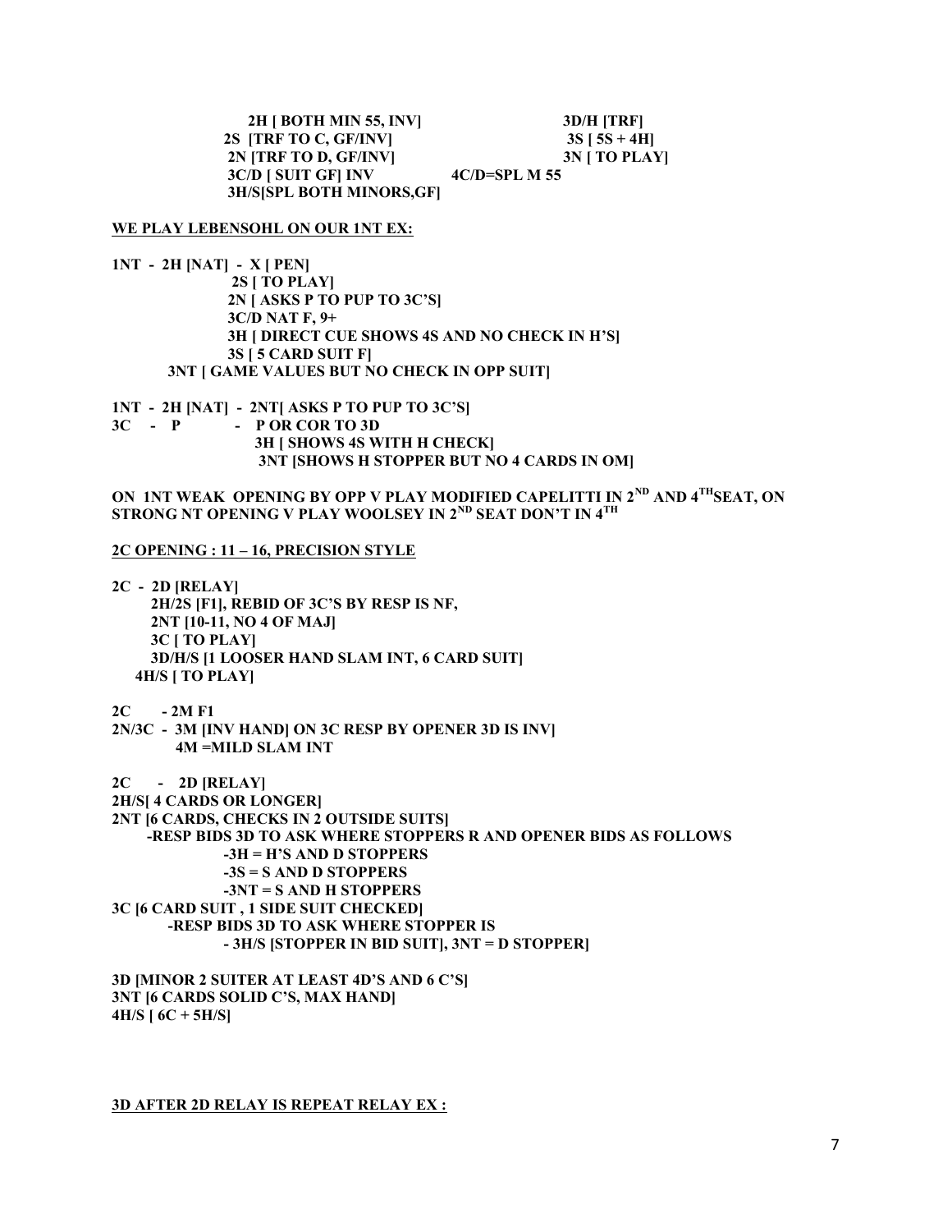**2H [ BOTH MIN 55, INV]** **3D/H [TRF]**
**2S [TRF TO C, GF/INV]** **3S [ 5S + 4H]**
**2N [TRF TO D, GF/INV]** **3N [ TO PLAY]**
**3C/D [ SUIT GF] INV** **4C/D=SPL M 55**
**3H/S[SPL BOTH MINORS,GF]**

**WE PLAY LEBENSOHL ON OUR 1NT EX:**

**1NT - 2H [NAT] - X [ PEN]**
**2S [ TO PLAY]**
**2N [ ASKS P TO PUP TO 3C'S]**
**3C/D NAT F, 9+**
**3H [ DIRECT CUE SHOWS 4S AND NO CHECK IN H'S]**
**3S [ 5 CARD SUIT F]**
**3NT [ GAME VALUES BUT NO CHECK IN OPP SUIT]**

**1NT - 2H [NAT] - 2NT[ ASKS P TO PUP TO 3C'S]**
**3C - P - P OR COR TO 3D**
**3H [ SHOWS 4S WITH H CHECK]**
**3NT [SHOWS H STOPPER BUT NO 4 CARDS IN OM]**

**ON 1NT WEAK OPENING BY OPP V PLAY MODIFIED CAPELITTI IN 2ND AND 4TH SEAT, ON STRONG NT OPENING V PLAY WOOLSEY IN 2ND SEAT DON'T IN 4TH**

**2C OPENING : 11 – 16, PRECISION STYLE**

**2C - 2D [RELAY]**
**2H/2S [F1], REBID OF 3C'S BY RESP IS NF,**
**2NT [10-11, NO 4 OF MAJ]**
**3C [ TO PLAY]**
**3D/H/S [1 LOOSER HAND SLAM INT, 6 CARD SUIT]**
**4H/S [ TO PLAY]**

**2C - 2M F1**
**2N/3C - 3M [INV HAND] ON 3C RESP BY OPENER 3D IS INV]**
**4M =MILD SLAM INT**

**2C - 2D [RELAY]**
**2H/S[ 4 CARDS OR LONGER]**
**2NT [6 CARDS, CHECKS IN 2 OUTSIDE SUITS]**
**-RESP BIDS 3D TO ASK WHERE STOPPERS R AND OPENER BIDS AS FOLLOWS**
**-3H = H'S AND D STOPPERS**
**-3S = S AND D STOPPERS**
**-3NT = S AND H STOPPERS**
**3C [6 CARD SUIT , 1 SIDE SUIT CHECKED]**
**-RESP BIDS 3D TO ASK WHERE STOPPER IS**
**- 3H/S [STOPPER IN BID SUIT], 3NT = D STOPPER]**

**3D [MINOR 2 SUITER AT LEAST 4D'S AND 6 C'S]**
**3NT [6 CARDS SOLID C'S, MAX HAND]**
**4H/S [ 6C + 5H/S]**

**3D AFTER 2D RELAY IS REPEAT RELAY EX :**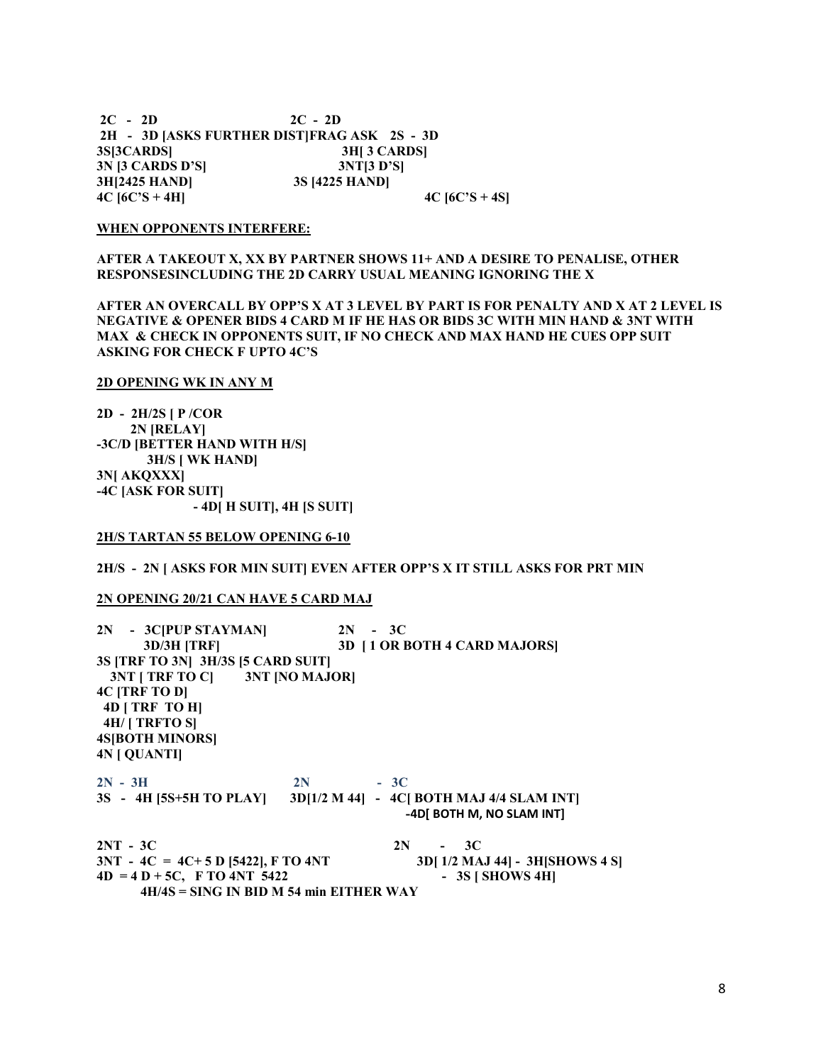**2C - 2D** | **2C - 2D**
**2H - 3D [ASKS FURTHER DIST]FRAG ASK** | **2S - 3D**
**3S[3CARDS]** | **3H[ 3 CARDS]**
**3N [3 CARDS D'S]** | **3NT[3 D'S]**
**3H[2425 HAND]** | **3S [4225 HAND]**
**4C [6C'S + 4H]** | **4C [6C'S + 4S]**

## WHEN OPPONENTS INTERFERE:

**AFTER A TAKEOUT X, XX BY PARTNER SHOWS 11+ AND A DESIRE TO PENALISE, OTHER RESPONSESINCLUDING THE 2D CARRY USUAL MEANING IGNORING THE X**

**AFTER AN OVERCALL BY OPP'S X AT 3 LEVEL BY PART IS FOR PENALTY AND X AT 2 LEVEL IS NEGATIVE & OPENER BIDS 4 CARD M IF HE HAS OR BIDS 3C WITH MIN HAND & 3NT WITH MAX & CHECK IN OPPONENTS SUIT, IF NO CHECK AND MAX HAND HE CUES OPP SUIT ASKING FOR CHECK F UPTO 4C'S**

## 2D OPENING WK IN ANY M

**2D - 2H/2S [ P /COR**
**2N [RELAY]**
**-3C/D [BETTER HAND WITH H/S]**
**3H/S [ WK HAND]**
**3N[ AKQXXX]**
**-4C [ASK FOR SUIT]**
**- 4D[ H SUIT], 4H [S SUIT]**

## 2H/S TARTAN 55 BELOW OPENING 6-10

**2H/S - 2N [ ASKS FOR MIN SUIT] EVEN AFTER OPP'S X IT STILL ASKS FOR PRT MIN**

## 2N OPENING 20/21 CAN HAVE 5 CARD MAJ

**2N - 3C[PUP STAYMAN]**
**3D/3H [TRF]**
**3S [TRF TO 3N] 3H/3S [5 CARD SUIT]**
**3NT [ TRF TO C]**
**4C [TRF TO D]**
**4D [ TRF TO H]**
**4H/ [ TRFTO S]**
**4S[BOTH MINORS]**
**4N [ QUANTI]**

**2N - 3C**
**3D [ 1 OR BOTH 4 CARD MAJORS]**
**3NT [NO MAJOR]**

**2N - 3H**
**3S - 4H [5S+5H TO PLAY]**

**2N - 3C**
**3D[1/2 M 44] - 4C[ BOTH MAJ 4/4 SLAM INT]**
**-4D[ BOTH M, NO SLAM INT]**

**2NT - 3C**
**3NT - 4C = 4C+ 5 D [5422], F TO 4NT**
**4D = 4 D + 5C, F TO 4NT 5422**
**4H/4S = SING IN BID M 54 min EITHER WAY**

**2N - 3C**
**3D[ 1/2 MAJ 44] - 3H[SHOWS 4 S]**
**- 3S [ SHOWS 4H]**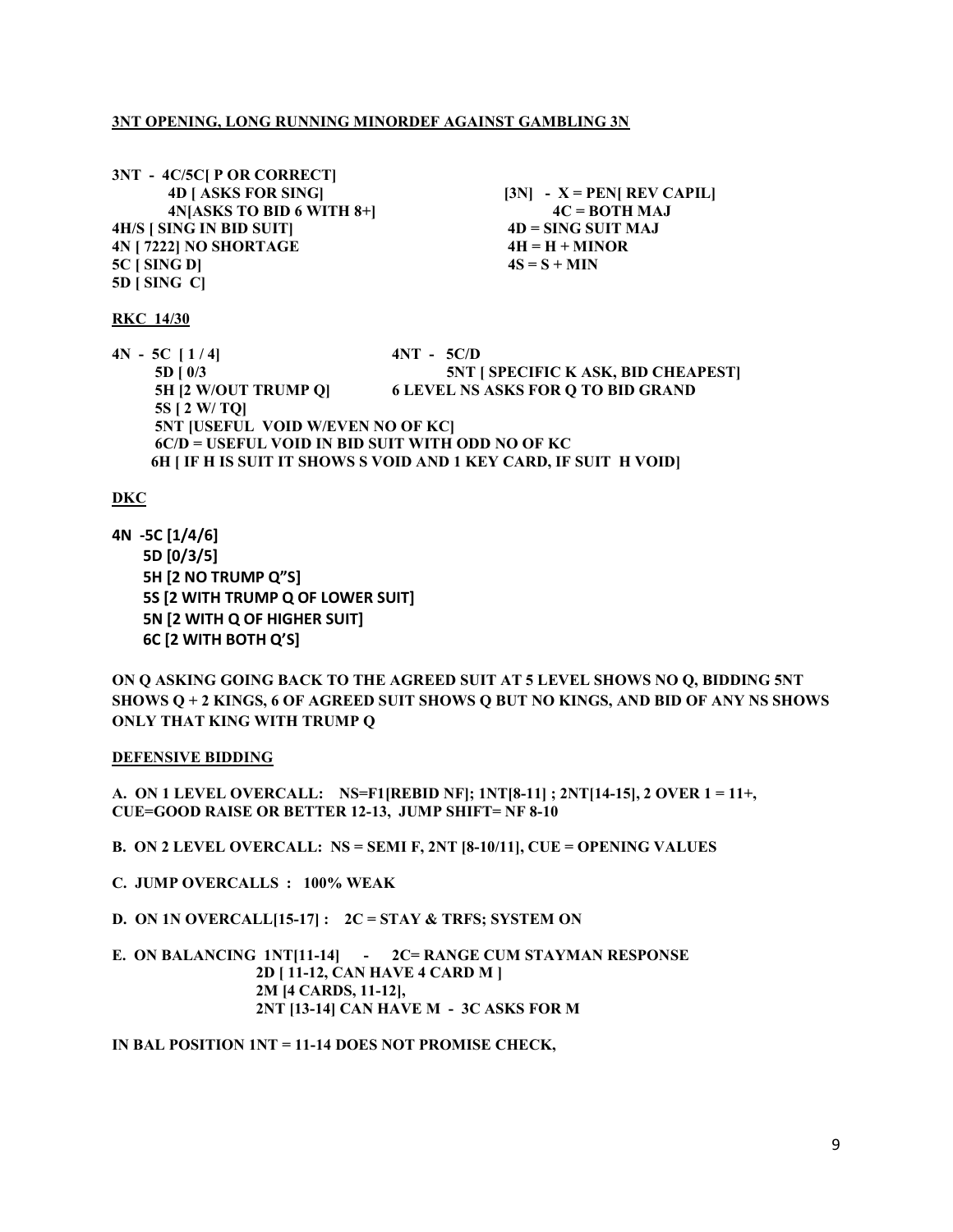## 3NT OPENING, LONG RUNNING MINORDEF AGAINST GAMBLING 3N

**3NT - 4C/5C[ P OR CORRECT]**
**4D [ ASKS FOR SING]**
**4N[ASKS TO BID 6 WITH 8+]**
**4H/S [ SING IN BID SUIT]**
**4N [ 7222] NO SHORTAGE**
**5C [ SING D]**
**5D [ SING C]**

**[3N] - X = PEN[ REV CAPIL]**
**4C = BOTH MAJ**
**4D = SING SUIT MAJ**
**4H = H + MINOR**
**4S = S + MIN**

## RKC 14/30

**4N - 5C [ 1 / 4]**
**5D [ 0/3**
**5H [2 W/OUT TRUMP Q]**
**5S [ 2 W/ TQ]**
**5NT [USEFUL VOID W/EVEN NO OF KC]**
**6C/D = USEFUL VOID IN BID SUIT WITH ODD NO OF KC**
**6H [ IF H IS SUIT IT SHOWS S VOID AND 1 KEY CARD, IF SUIT H VOID]**

**4NT - 5C/D**
**5NT [ SPECIFIC K ASK, BID CHEAPEST]**
**6 LEVEL NS ASKS FOR Q TO BID GRAND**

## DKC

**4N -5C [1/4/6]**
**5D [0/3/5]**
**5H [2 NO TRUMP Q"S]**
**5S [2 WITH TRUMP Q OF LOWER SUIT]**
**5N [2 WITH Q OF HIGHER SUIT]**
**6C [2 WITH BOTH Q'S]**

**ON Q ASKING GOING BACK TO THE AGREED SUIT AT 5 LEVEL SHOWS NO Q, BIDDING 5NT SHOWS Q + 2 KINGS, 6 OF AGREED SUIT SHOWS Q BUT NO KINGS, AND BID OF ANY NS SHOWS ONLY THAT KING WITH TRUMP Q**

## DEFENSIVE BIDDING

**A. ON 1 LEVEL OVERCALL: NS=F1[REBID NF]; 1NT[8-11] ; 2NT[14-15], 2 OVER 1 = 11+, CUE=GOOD RAISE OR BETTER 12-13, JUMP SHIFT= NF 8-10**

**B. ON 2 LEVEL OVERCALL: NS = SEMI F, 2NT [8-10/11], CUE = OPENING VALUES**

**C. JUMP OVERCALLS : 100% WEAK**

**D. ON 1N OVERCALL[15-17] : 2C = STAY & TRFS; SYSTEM ON**

**E. ON BALANCING 1NT[11-14] - 2C= RANGE CUM STAYMAN RESPONSE**
**2D [ 11-12, CAN HAVE 4 CARD M ]**
**2M [4 CARDS, 11-12],**
**2NT [13-14] CAN HAVE M - 3C ASKS FOR M**

**IN BAL POSITION 1NT = 11-14 DOES NOT PROMISE CHECK,**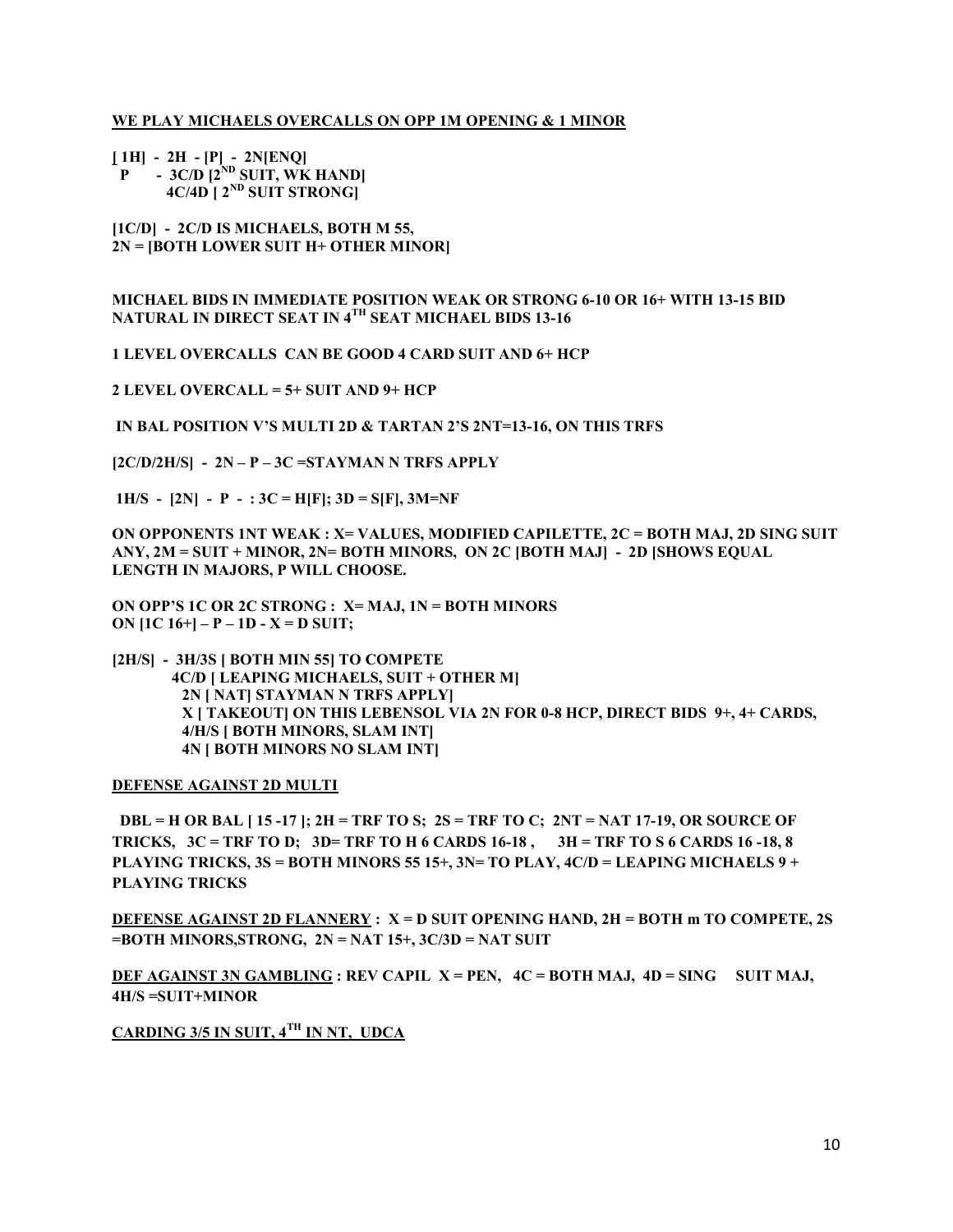**WE PLAY MICHAELS OVERCALLS ON OPP 1M OPENING & 1 MINOR**

**[ 1H] - 2H - [P] - 2N[ENQ]**
**P - 3C/D [2ND SUIT, WK HAND]**
**4C/4D [ 2ND SUIT STRONG]**

**[1C/D] - 2C/D IS MICHAELS, BOTH M 55,**
**2N = [BOTH LOWER SUIT H+ OTHER MINOR]**

**MICHAEL BIDS IN IMMEDIATE POSITION WEAK OR STRONG 6-10 OR 16+ WITH 13-15 BID NATURAL IN DIRECT SEAT IN 4TH SEAT MICHAEL BIDS 13-16**

**1 LEVEL OVERCALLS CAN BE GOOD 4 CARD SUIT AND 6+ HCP**

**2 LEVEL OVERCALL = 5+ SUIT AND 9+ HCP**

**IN BAL POSITION V'S MULTI 2D & TARTAN 2'S 2NT=13-16, ON THIS TRFS**

**[2C/D/2H/S] - 2N – P – 3C =STAYMAN N TRFS APPLY**

**1H/S - [2N] - P - : 3C = H[F]; 3D = S[F], 3M=NF**

**ON OPPONENTS 1NT WEAK : X= VALUES, MODIFIED CAPILETTE, 2C = BOTH MAJ, 2D SING SUIT ANY, 2M = SUIT + MINOR, 2N= BOTH MINORS, ON 2C [BOTH MAJ] - 2D [SHOWS EQUAL LENGTH IN MAJORS, P WILL CHOOSE.**

**ON OPP'S 1C OR 2C STRONG : X= MAJ, 1N = BOTH MINORS**
**ON [1C 16+] – P – 1D - X = D SUIT;**

**[2H/S] - 3H/3S [ BOTH MIN 55] TO COMPETE**
**4C/D [ LEAPING MICHAELS, SUIT + OTHER M]**
**2N [ NAT] STAYMAN N TRFS APPLY]**
**X [ TAKEOUT] ON THIS LEBENSOL VIA 2N FOR 0-8 HCP, DIRECT BIDS 9+, 4+ CARDS,**
**4/H/S [ BOTH MINORS, SLAM INT]**
**4N [ BOTH MINORS NO SLAM INT]**

**DEFENSE AGAINST 2D MULTI**

**DBL = H OR BAL [ 15 -17 ]; 2H = TRF TO S; 2S = TRF TO C; 2NT = NAT 17-19, OR SOURCE OF TRICKS, 3C = TRF TO D; 3D= TRF TO H 6 CARDS 16-18 , 3H = TRF TO S 6 CARDS 16 -18, 8 PLAYING TRICKS, 3S = BOTH MINORS 55 15+, 3N= TO PLAY, 4C/D = LEAPING MICHAELS 9 + PLAYING TRICKS**

**DEFENSE AGAINST 2D FLANNERY : X = D SUIT OPENING HAND, 2H = BOTH m TO COMPETE, 2S =BOTH MINORS,STRONG, 2N = NAT 15+, 3C/3D = NAT SUIT**

**DEF AGAINST 3N GAMBLING : REV CAPIL X = PEN, 4C = BOTH MAJ, 4D = SING SUIT MAJ, 4H/S =SUIT+MINOR**

**CARDING 3/5 IN SUIT, 4TH IN NT, UDCA**